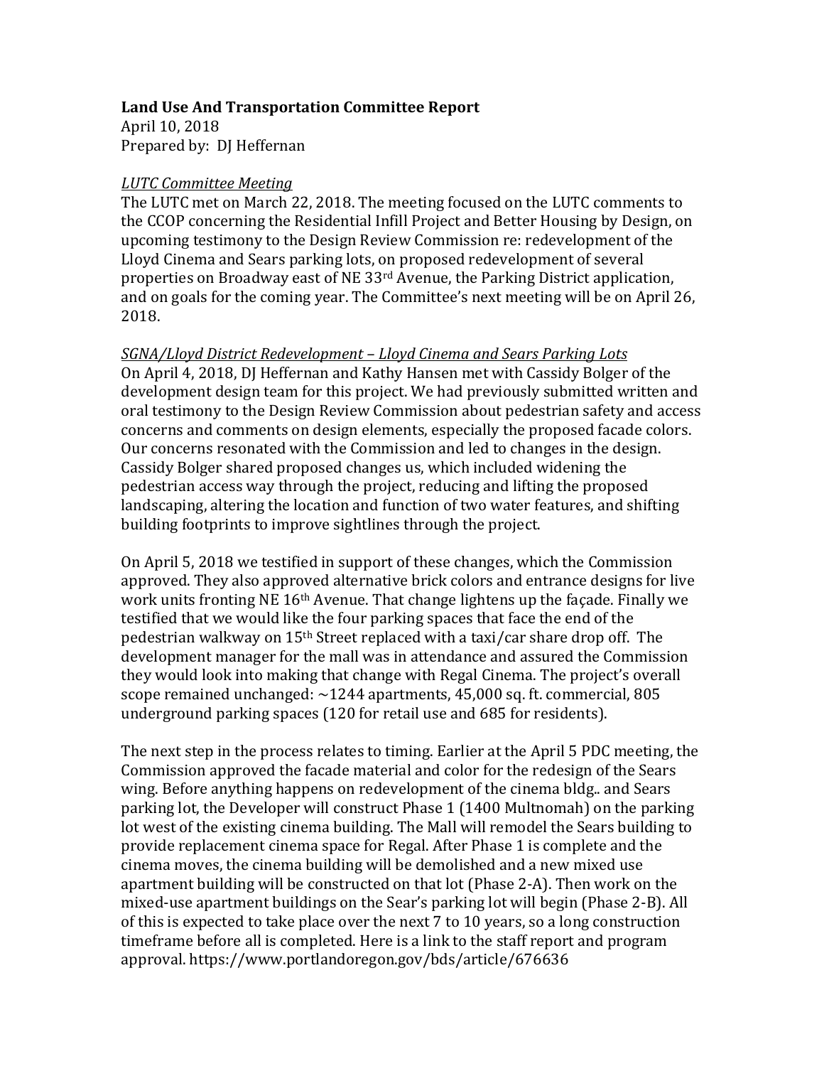**Land Use And Transportation Committee Report**
April 10, 2018
Prepared by: DJ Heffernan

*LUTC Committee Meeting*
The LUTC met on March 22, 2018. The meeting focused on the LUTC comments to the CCOP concerning the Residential Infill Project and Better Housing by Design, on upcoming testimony to the Design Review Commission re: redevelopment of the Lloyd Cinema and Sears parking lots, on proposed redevelopment of several properties on Broadway east of NE 33rd Avenue, the Parking District application, and on goals for the coming year. The Committee's next meeting will be on April 26, 2018.

*SGNA/Lloyd District Redevelopment – Lloyd Cinema and Sears Parking Lots*
On April 4, 2018, DJ Heffernan and Kathy Hansen met with Cassidy Bolger of the development design team for this project. We had previously submitted written and oral testimony to the Design Review Commission about pedestrian safety and access concerns and comments on design elements, especially the proposed facade colors. Our concerns resonated with the Commission and led to changes in the design. Cassidy Bolger shared proposed changes us, which included widening the pedestrian access way through the project, reducing and lifting the proposed landscaping, altering the location and function of two water features, and shifting building footprints to improve sightlines through the project.

On April 5, 2018 we testified in support of these changes, which the Commission approved. They also approved alternative brick colors and entrance designs for live work units fronting NE 16th Avenue. That change lightens up the façade. Finally we testified that we would like the four parking spaces that face the end of the pedestrian walkway on 15th Street replaced with a taxi/car share drop off. The development manager for the mall was in attendance and assured the Commission they would look into making that change with Regal Cinema. The project's overall scope remained unchanged: ~1244 apartments, 45,000 sq. ft. commercial, 805 underground parking spaces (120 for retail use and 685 for residents).

The next step in the process relates to timing. Earlier at the April 5 PDC meeting, the Commission approved the facade material and color for the redesign of the Sears wing. Before anything happens on redevelopment of the cinema bldg.. and Sears parking lot, the Developer will construct Phase 1 (1400 Multnomah) on the parking lot west of the existing cinema building. The Mall will remodel the Sears building to provide replacement cinema space for Regal. After Phase 1 is complete and the cinema moves, the cinema building will be demolished and a new mixed use apartment building will be constructed on that lot (Phase 2-A). Then work on the mixed-use apartment buildings on the Sear's parking lot will begin (Phase 2-B). All of this is expected to take place over the next 7 to 10 years, so a long construction timeframe before all is completed. Here is a link to the staff report and program approval. https://www.portlandoregon.gov/bds/article/676636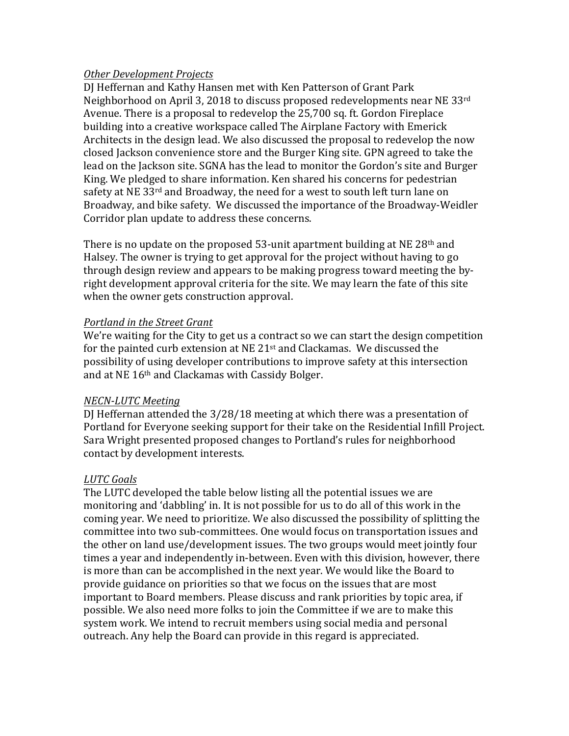*Other Development Projects*

DJ Heffernan and Kathy Hansen met with Ken Patterson of Grant Park Neighborhood on April 3, 2018 to discuss proposed redevelopments near NE 33rd Avenue. There is a proposal to redevelop the 25,700 sq. ft. Gordon Fireplace building into a creative workspace called The Airplane Factory with Emerick Architects in the design lead. We also discussed the proposal to redevelop the now closed Jackson convenience store and the Burger King site. GPN agreed to take the lead on the Jackson site. SGNA has the lead to monitor the Gordon's site and Burger King. We pledged to share information. Ken shared his concerns for pedestrian safety at NE 33rd and Broadway, the need for a west to south left turn lane on Broadway, and bike safety. We discussed the importance of the Broadway-Weidler Corridor plan update to address these concerns.

There is no update on the proposed 53-unit apartment building at NE 28th and Halsey. The owner is trying to get approval for the project without having to go through design review and appears to be making progress toward meeting the by-right development approval criteria for the site. We may learn the fate of this site when the owner gets construction approval.

*Portland in the Street Grant*

We're waiting for the City to get us a contract so we can start the design competition for the painted curb extension at NE 21st and Clackamas. We discussed the possibility of using developer contributions to improve safety at this intersection and at NE 16th and Clackamas with Cassidy Bolger.

*NECN-LUTC Meeting*

DJ Heffernan attended the 3/28/18 meeting at which there was a presentation of Portland for Everyone seeking support for their take on the Residential Infill Project. Sara Wright presented proposed changes to Portland's rules for neighborhood contact by development interests.

*LUTC Goals*

The LUTC developed the table below listing all the potential issues we are monitoring and 'dabbling' in. It is not possible for us to do all of this work in the coming year. We need to prioritize. We also discussed the possibility of splitting the committee into two sub-committees. One would focus on transportation issues and the other on land use/development issues. The two groups would meet jointly four times a year and independently in-between. Even with this division, however, there is more than can be accomplished in the next year. We would like the Board to provide guidance on priorities so that we focus on the issues that are most important to Board members. Please discuss and rank priorities by topic area, if possible. We also need more folks to join the Committee if we are to make this system work. We intend to recruit members using social media and personal outreach. Any help the Board can provide in this regard is appreciated.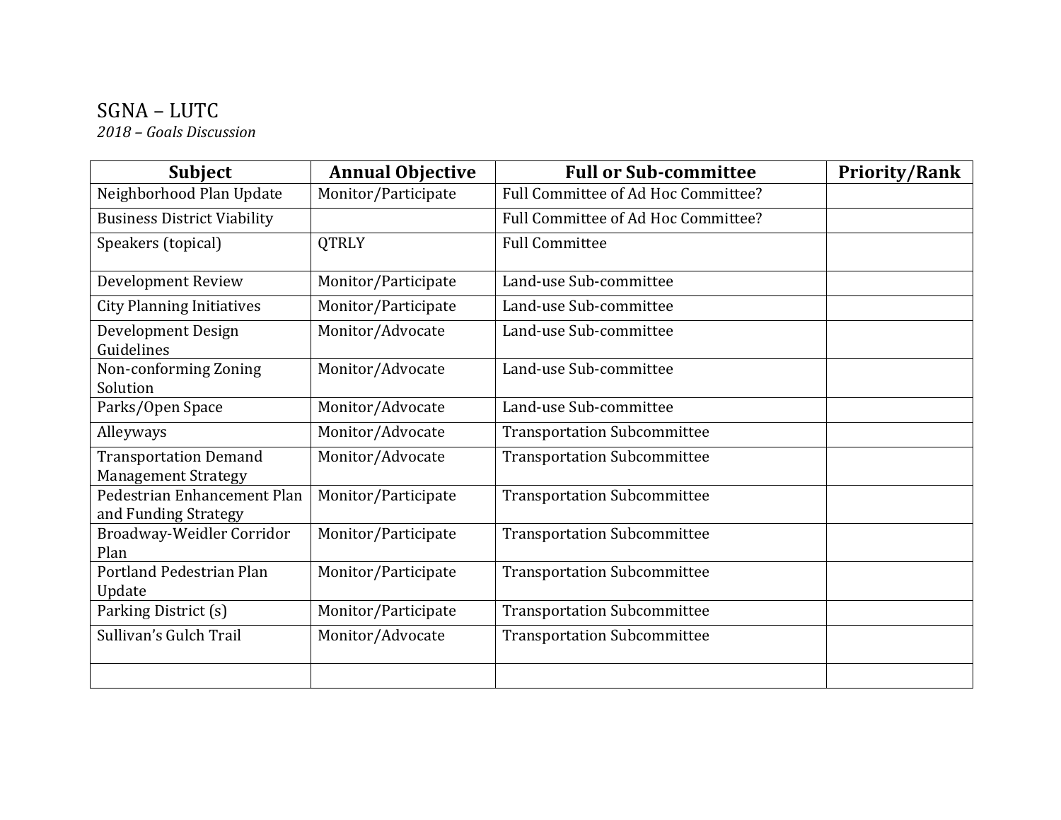SGNA – LUTC

*2018 – Goals Discussion*

| Subject | Annual Objective | Full or Sub-committee | Priority/Rank |
|---|---|---|---|
| Neighborhood Plan Update | Monitor/Participate | Full Committee of Ad Hoc Committee? | |
| Business District Viability | | Full Committee of Ad Hoc Committee? | |
| Speakers (topical) | QTRLY | Full Committee | |
| Development Review | Monitor/Participate | Land-use Sub-committee | |
| City Planning Initiatives | Monitor/Participate | Land-use Sub-committee | |
| Development Design Guidelines | Monitor/Advocate | Land-use Sub-committee | |
| Non-conforming Zoning Solution | Monitor/Advocate | Land-use Sub-committee | |
| Parks/Open Space | Monitor/Advocate | Land-use Sub-committee | |
| Alleyways | Monitor/Advocate | Transportation Subcommittee | |
| Transportation Demand Management Strategy | Monitor/Advocate | Transportation Subcommittee | |
| Pedestrian Enhancement Plan and Funding Strategy | Monitor/Participate | Transportation Subcommittee | |
| Broadway-Weidler Corridor Plan | Monitor/Participate | Transportation Subcommittee | |
| Portland Pedestrian Plan Update | Monitor/Participate | Transportation Subcommittee | |
| Parking District (s) | Monitor/Participate | Transportation Subcommittee | |
| Sullivan's Gulch Trail | Monitor/Advocate | Transportation Subcommittee | |
| | | | |